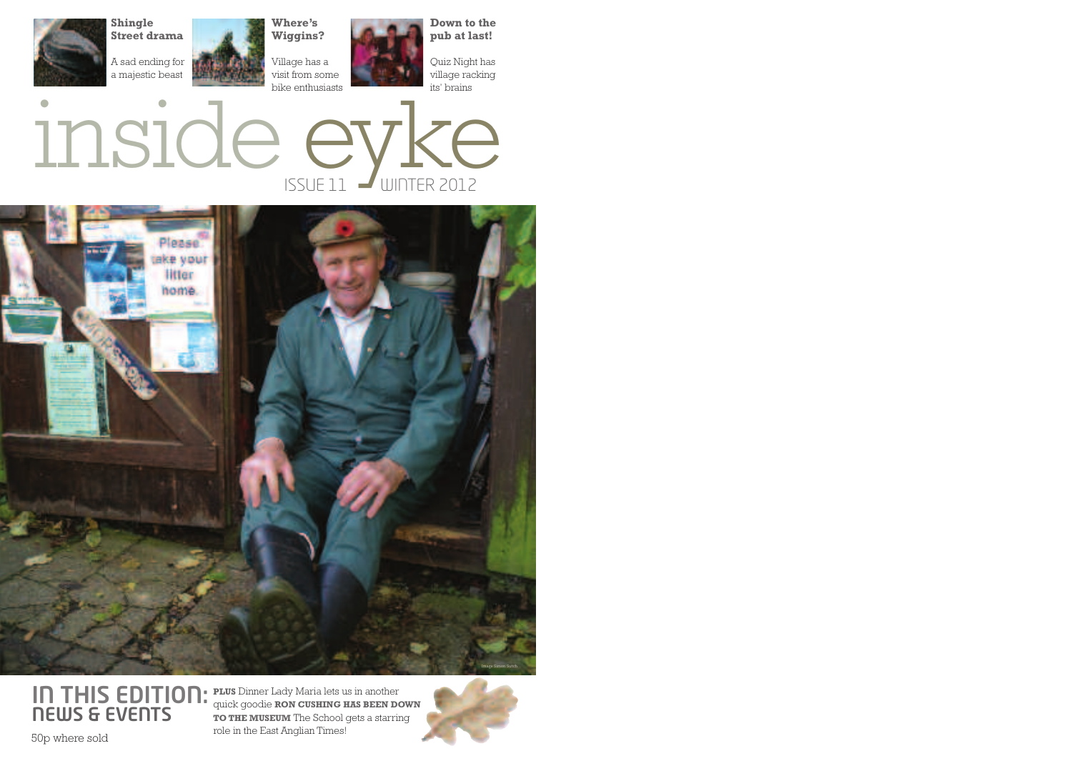**Shingle Street drama**

A sad ending for a majestic beast

**Where's Wiggins?**

Village has a visit from some bike enthusiasts

**Down to the pub at last!**

Quiz Night has village racking its' brains

# inside eyke

ISSUE 11 WINTER 2012

Image Simon Burch

## IN THIS EDITION: NEWS & EVENTS

**PLUS** Dinner Lady Maria lets us in another quick goodie **RON CUSHING HAS BEEN DOWN TO THE MUSEUM** The School gets a starring role in the East Anglian Times!

50p where sold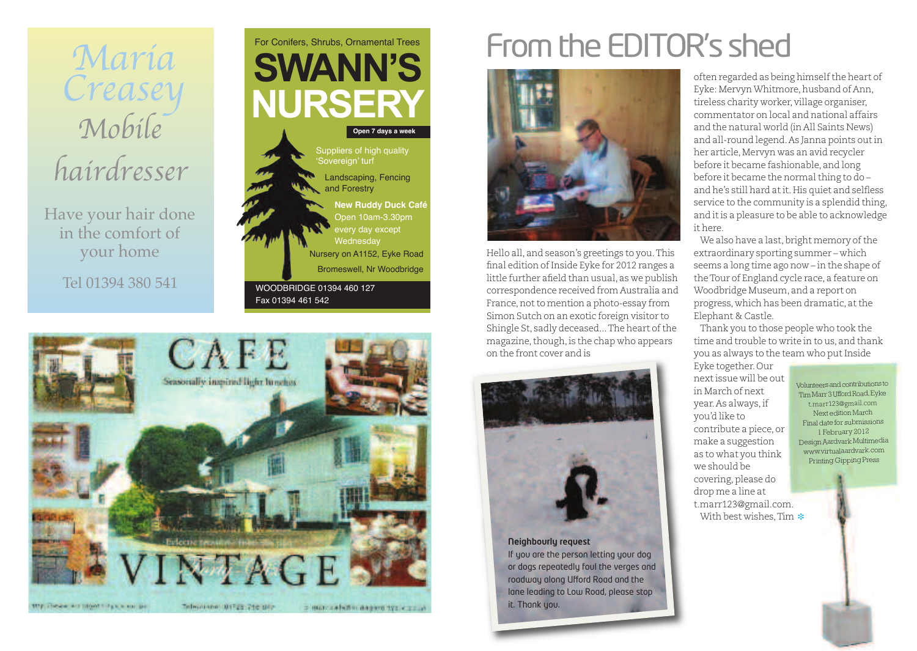*Maria Creasey Mobile hairdresser*

Have your hair done in the comfort of your home

Tel 01394 380 541

For Conifers, Shrubs, Ornamental Trees

**SWANN'S NURSERY**

**Open 7 days a week**

Suppliers of high quality 'Sovereign' turf

Landscaping, Fencing and Forestry

**New Ruddy Duck Café**
Open 10am-3.30pm every day except Wednesday

Nursery on A1152, Eyke Road
Bromeswell, Nr Woodbridge

WOODBRIDGE 01394 460 127
Fax 01394 461 542

CAFE
Seasonally inspired light lunches

VINTAGE

# From the EDITOR's shed

Hello all, and season's greetings to you. This final edition of Inside Eyke for 2012 ranges a little further afield than usual, as we publish correspondence received from Australia and France, not to mention a photo-essay from Simon Sutch on an exotic foreign visitor to Shingle St, sadly deceased... The heart of the magazine, though, is the chap who appears on the front cover and is often regarded as being himself the heart of Eyke: Mervyn Whitmore, husband of Ann, tireless charity worker, village organiser, commentator on local and national affairs and the natural world (in All Saints News) and all-round legend. As Janna points out in her article, Mervyn was an avid recycler before it became fashionable, and long before it became the normal thing to do – and he's still hard at it. His quiet and selfless service to the community is a splendid thing, and it is a pleasure to be able to acknowledge it here.

We also have a last, bright memory of the extraordinary sporting summer – which seems a long time ago now – in the shape of the Tour of England cycle race, a feature on Woodbridge Museum, and a report on progress, which has been dramatic, at the Elephant & Castle.

Thank you to those people who took the time and trouble to write in to us, and thank you as always to the team who put Inside Eyke together. Our next issue will be out in March of next year. As always, if you'd like to contribute a piece, or make a suggestion as to what you think we should be covering, please do drop me a line at t.marr123@gmail.com.

With best wishes, Tim

**Neighbourly request**

If you are the person letting your dog or dogs repeatedly foul the verges and roadway along Ufford Road and the lane leading to Low Road, please stop it. Thank you.

Volunteers and contributions to Tim Marr 3 Ufford Road, Eyke
t.marr123@gmail.com
Next edition March
Final date for submissions 1 February 2012
Design Aardvark Multimedia
www.virtualaardvark.com
Printing Gipping Press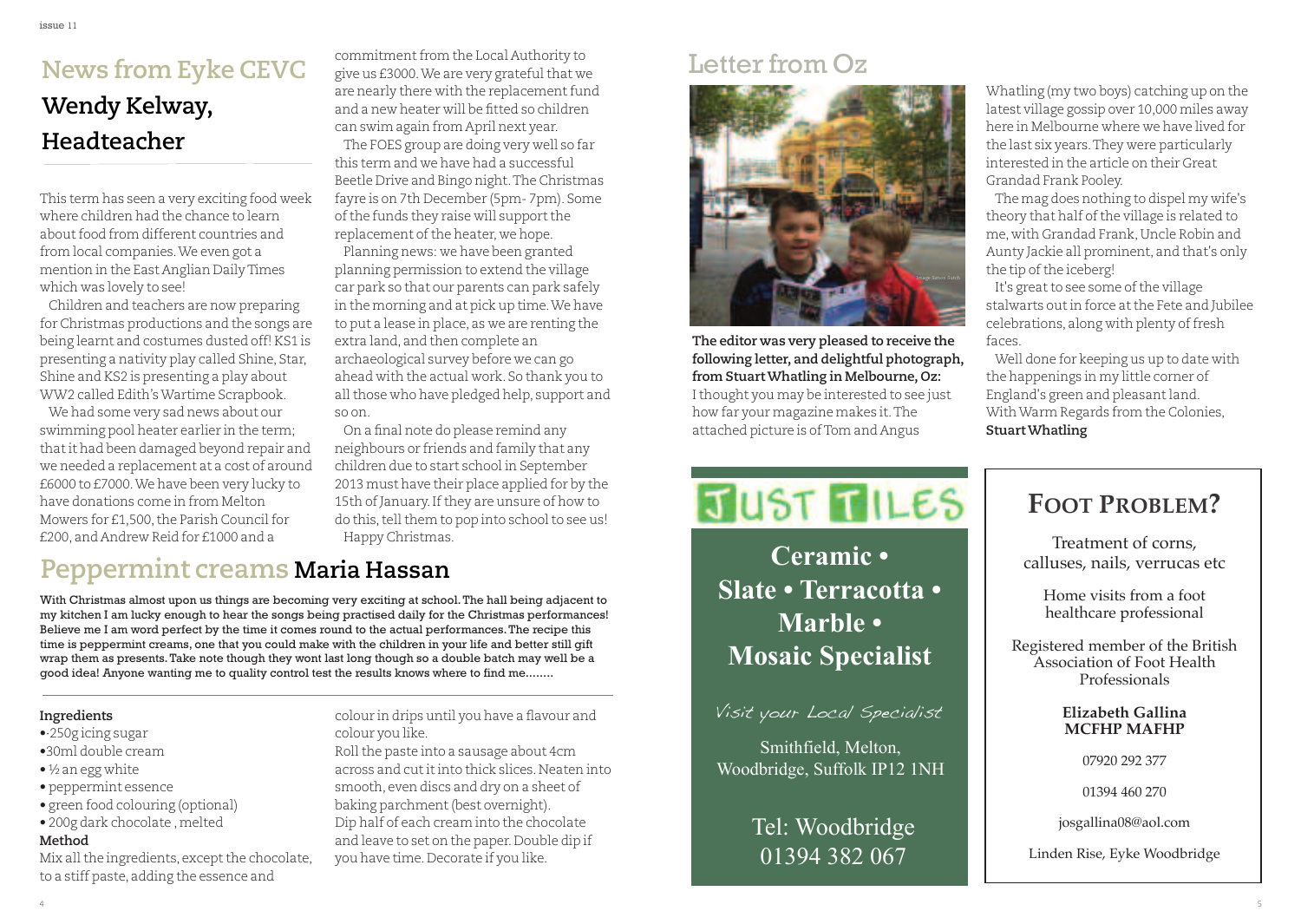## News from Eyke CEVC

## Wendy Kelway, Headteacher

This term has seen a very exciting food week where children had the chance to learn about food from different countries and from local companies. We even got a mention in the East Anglian Daily Times which was lovely to see!

Children and teachers are now preparing for Christmas productions and the songs are being learnt and costumes dusted off! KS1 is presenting a nativity play called Shine, Star, Shine and KS2 is presenting a play about WW2 called Edith's Wartime Scrapbook.

We had some very sad news about our swimming pool heater earlier in the term; that it had been damaged beyond repair and we needed a replacement at a cost of around £6000 to £7000. We have been very lucky to have donations come in from Melton Mowers for £1,500, the Parish Council for £200, and Andrew Reid for £1000 and a commitment from the Local Authority to give us £3000. We are very grateful that we are nearly there with the replacement fund and a new heater will be fitted so children can swim again from April next year.

The FOES group are doing very well so far this term and we have had a successful Beetle Drive and Bingo night. The Christmas fayre is on 7th December (5pm- 7pm). Some of the funds they raise will support the replacement of the heater, we hope.

Planning news: we have been granted planning permission to extend the village car park so that our parents can park safely in the morning and at pick up time. We have to put a lease in place, as we are renting the extra land, and then complete an archaeological survey before we can go ahead with the actual work. So thank you to all those who have pledged help, support and so on.

On a final note do please remind any neighbours or friends and family that any children due to start school in September 2013 must have their place applied for by the 15th of January. If they are unsure of how to do this, tell them to pop into school to see us! Happy Christmas.

## Peppermint creams Maria Hassan

With Christmas almost upon us things are becoming very exciting at school. The hall being adjacent to my kitchen I am lucky enough to hear the songs being practised daily for the Christmas performances! Believe me I am word perfect by the time it comes round to the actual performances. The recipe this time is peppermint creams, one that you could make with the children in your life and better still gift wrap them as presents. Take note though they wont last long though so a double batch may well be a good idea! Anyone wanting me to quality control test the results knows where to find me........

**Ingredients**

- 250g icing sugar
- 30ml double cream
- ½ an egg white
- peppermint essence
- green food colouring (optional)
- 200g dark chocolate , melted

**Method**

Mix all the ingredients, except the chocolate, to a stiff paste, adding the essence and colour in drips until you have a flavour and colour you like.

Roll the paste into a sausage about 4cm across and cut it into thick slices. Neaten into smooth, even discs and dry on a sheet of baking parchment (best overnight).

Dip half of each cream into the chocolate and leave to set on the paper. Double dip if you have time. Decorate if you like.

## Letter from Oz

Image Simon Sutch

**The editor was very pleased to receive the following letter, and delightful photograph, from Stuart Whatling in Melbourne, Oz:**

I thought you may be interested to see just how far your magazine makes it. The attached picture is of Tom and Angus Whatling (my two boys) catching up on the latest village gossip over 10,000 miles away here in Melbourne where we have lived for the last six years. They were particularly interested in the article on their Great Grandad Frank Pooley.

The mag does nothing to dispel my wife's theory that half of the village is related to me, with Grandad Frank, Uncle Robin and Aunty Jackie all prominent, and that's only the tip of the iceberg!

It's great to see some of the village stalwarts out in force at the Fete and Jubilee celebrations, along with plenty of fresh faces.

Well done for keeping us up to date with the happenings in my little corner of England's green and pleasant land.

With Warm Regards from the Colonies,
**Stuart Whatling**

**JUST TILES**

**Ceramic • Slate • Terracotta • Marble • Mosaic Specialist**

*Visit your Local Specialist*

Smithfield, Melton, Woodbridge, Suffolk IP12 1NH

Tel: Woodbridge 01394 382 067

**FOOT PROBLEM?**

Treatment of corns, calluses, nails, verrucas etc

Home visits from a foot healthcare professional

Registered member of the British Association of Foot Health Professionals

**Elizabeth Gallina MCFHP MAFHP**

07920 292 377

01394 460 270

josgallina08@aol.com

Linden Rise, Eyke Woodbridge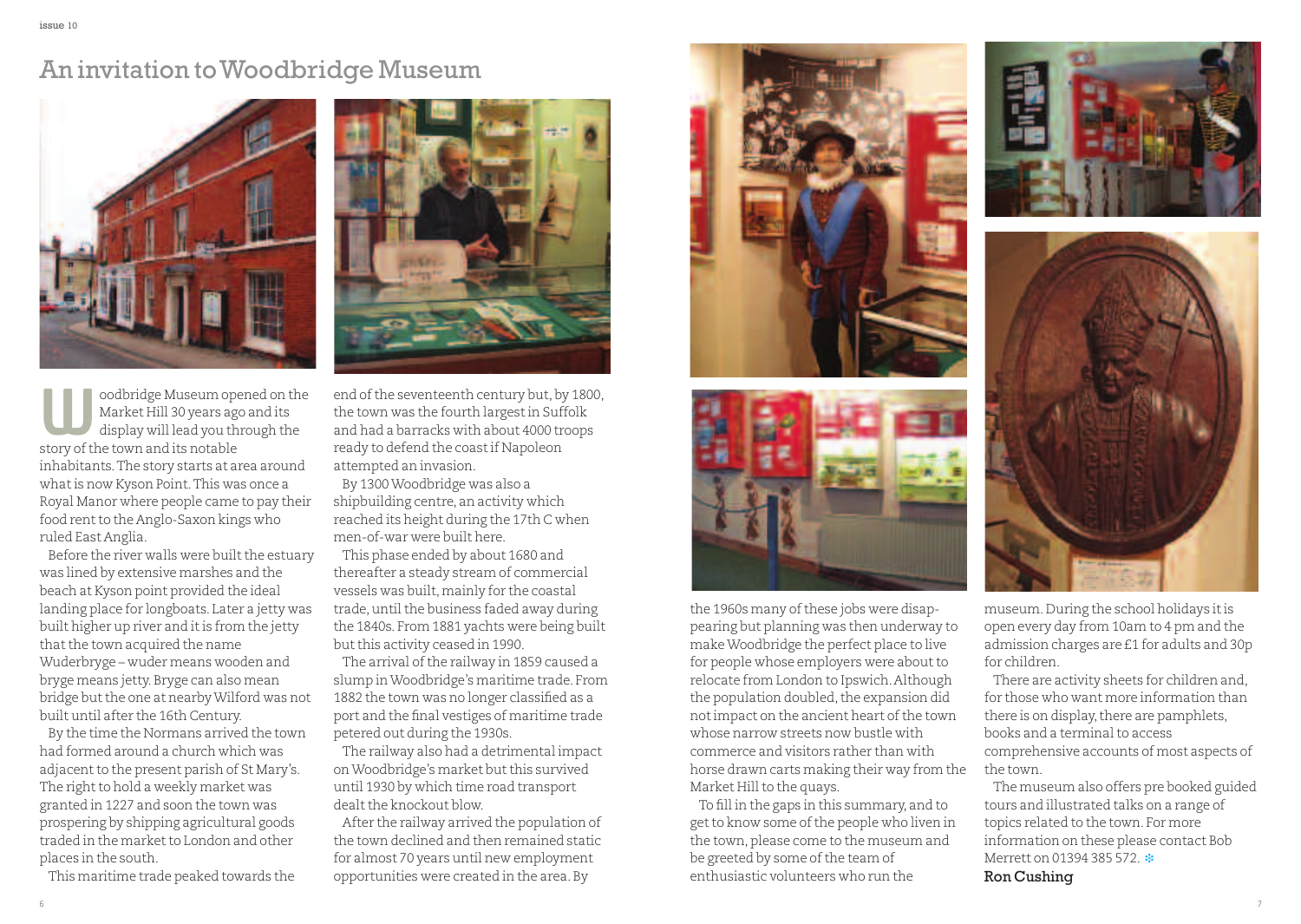# An invitation to Woodbridge Museum

Woodbridge Museum opened on the Market Hill 30 years ago and its display will lead you through the story of the town and its notable inhabitants. The story starts at area around what is now Kyson Point. This was once a Royal Manor where people came to pay their food rent to the Anglo-Saxon kings who ruled East Anglia.

Before the river walls were built the estuary was lined by extensive marshes and the beach at Kyson point provided the ideal landing place for longboats. Later a jetty was built higher up river and it is from the jetty that the town acquired the name Wuderbryge – wuder means wooden and bryge means jetty. Bryge can also mean bridge but the one at nearby Wilford was not built until after the 16th Century.

By the time the Normans arrived the town had formed around a church which was adjacent to the present parish of St Mary's. The right to hold a weekly market was granted in 1227 and soon the town was prospering by shipping agricultural goods traded in the market to London and other places in the south.

This maritime trade peaked towards the end of the seventeenth century but, by 1800, the town was the fourth largest in Suffolk and had a barracks with about 4000 troops ready to defend the coast if Napoleon attempted an invasion.

By 1300 Woodbridge was also a shipbuilding centre, an activity which reached its height during the 17th C when men-of-war were built here.

This phase ended by about 1680 and thereafter a steady stream of commercial vessels was built, mainly for the coastal trade, until the business faded away during the 1840s. From 1881 yachts were being built but this activity ceased in 1990.

The arrival of the railway in 1859 caused a slump in Woodbridge's maritime trade. From 1882 the town was no longer classified as a port and the final vestiges of maritime trade petered out during the 1930s.

The railway also had a detrimental impact on Woodbridge's market but this survived until 1930 by which time road transport dealt the knockout blow.

After the railway arrived the population of the town declined and then remained static for almost 70 years until new employment opportunities were created in the area. By the 1960s many of these jobs were disappearing but planning was then underway to make Woodbridge the perfect place to live for people whose employers were about to relocate from London to Ipswich. Although the population doubled, the expansion did not impact on the ancient heart of the town whose narrow streets now bustle with commerce and visitors rather than with horse drawn carts making their way from the Market Hill to the quays.

To fill in the gaps in this summary, and to get to know some of the people who liven in the town, please come to the museum and be greeted by some of the team of enthusiastic volunteers who run the museum. During the school holidays it is open every day from 10am to 4 pm and the admission charges are £1 for adults and 30p for children.

There are activity sheets for children and, for those who want more information than there is on display, there are pamphlets, books and a terminal to access comprehensive accounts of most aspects of the town.

The museum also offers pre booked guided tours and illustrated talks on a range of topics related to the town. For more information on these please contact Bob Merrett on 01394 385 572.

**Ron Cushing**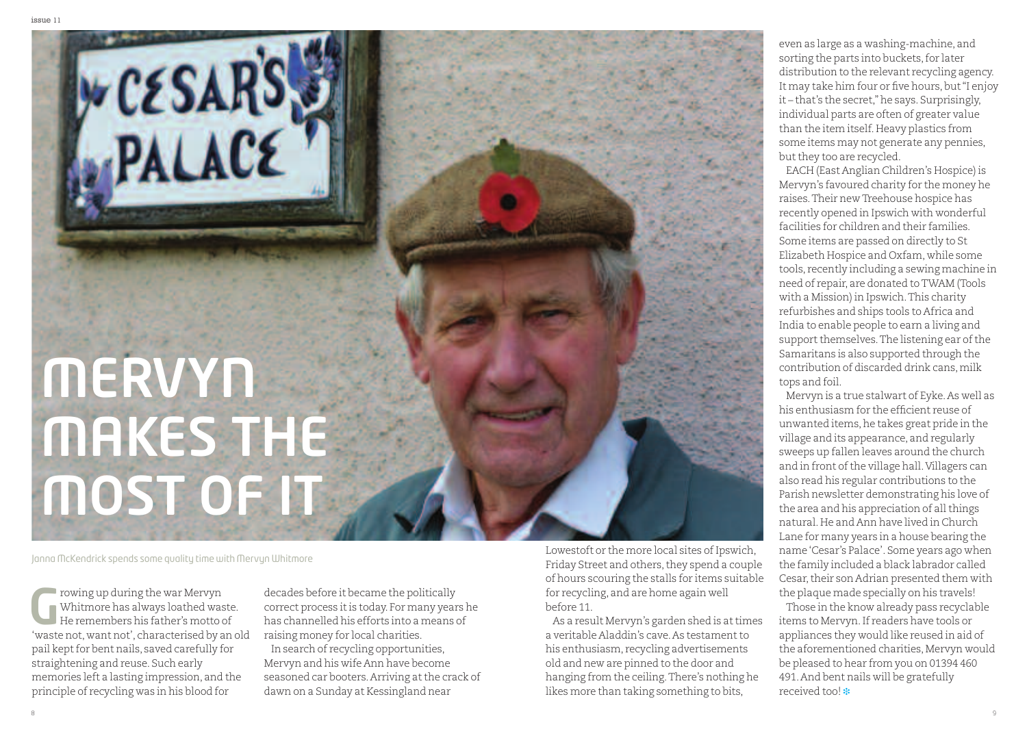# MERVYN MAKES THE MOST OF IT

Janna McKendrick spends some quality time with Mervyn Whitmore

Growing up during the war Mervyn Whitmore has always loathed waste. He remembers his father's motto of 'waste not, want not', characterised by an old pail kept for bent nails, saved carefully for straightening and reuse. Such early memories left a lasting impression, and the principle of recycling was in his blood for decades before it became the politically correct process it is today. For many years he has channelled his efforts into a means of raising money for local charities.

In search of recycling opportunities, Mervyn and his wife Ann have become seasoned car booters. Arriving at the crack of dawn on a Sunday at Kessingland near Lowestoft or the more local sites of Ipswich, Friday Street and others, they spend a couple of hours scouring the stalls for items suitable for recycling, and are home again well before 11.

As a result Mervyn's garden shed is at times a veritable Aladdin's cave. As testament to his enthusiasm, recycling advertisements old and new are pinned to the door and hanging from the ceiling. There's nothing he likes more than taking something to bits, even as large as a washing-machine, and sorting the parts into buckets, for later distribution to the relevant recycling agency. It may take him four or five hours, but "I enjoy it – that's the secret," he says. Surprisingly, individual parts are often of greater value than the item itself. Heavy plastics from some items may not generate any pennies, but they too are recycled.

EACH (East Anglian Children's Hospice) is Mervyn's favoured charity for the money he raises. Their new Treehouse hospice has recently opened in Ipswich with wonderful facilities for children and their families. Some items are passed on directly to St Elizabeth Hospice and Oxfam, while some tools, recently including a sewing machine in need of repair, are donated to TWAM (Tools with a Mission) in Ipswich. This charity refurbishes and ships tools to Africa and India to enable people to earn a living and support themselves. The listening ear of the Samaritans is also supported through the contribution of discarded drink cans, milk tops and foil.

Mervyn is a true stalwart of Eyke. As well as his enthusiasm for the efficient reuse of unwanted items, he takes great pride in the village and its appearance, and regularly sweeps up fallen leaves around the church and in front of the village hall. Villagers can also read his regular contributions to the Parish newsletter demonstrating his love of the area and his appreciation of all things natural. He and Ann have lived in Church Lane for many years in a house bearing the name 'Cesar's Palace'. Some years ago when the family included a black labrador called Cesar, their son Adrian presented them with the plaque made specially on his travels!

Those in the know already pass recyclable items to Mervyn. If readers have tools or appliances they would like reused in aid of the aforementioned charities, Mervyn would be pleased to hear from you on 01394 460 491. And bent nails will be gratefully received too!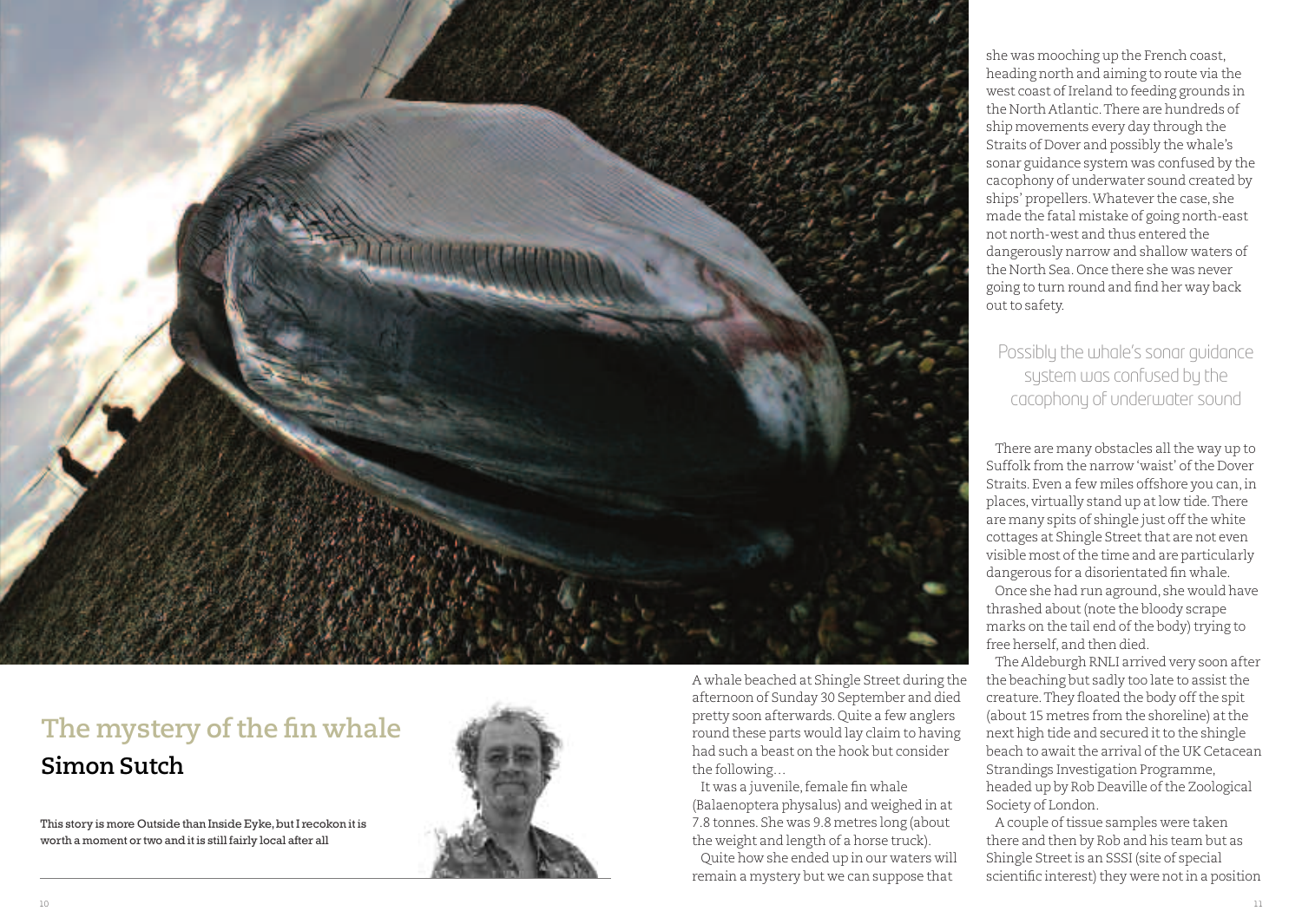# The mystery of the fin whale

## Simon Sutch

This story is more Outside than Inside Eyke, but I recokon it is worth a moment or two and it is still fairly local after all

A whale beached at Shingle Street during the afternoon of Sunday 30 September and died pretty soon afterwards. Quite a few anglers round these parts would lay claim to having had such a beast on the hook but consider the following…

It was a juvenile, female fin whale (Balaenoptera physalus) and weighed in at 7.8 tonnes. She was 9.8 metres long (about the weight and length of a horse truck).

Quite how she ended up in our waters will remain a mystery but we can suppose that she was mooching up the French coast, heading north and aiming to route via the west coast of Ireland to feeding grounds in the North Atlantic. There are hundreds of ship movements every day through the Straits of Dover and possibly the whale's sonar guidance system was confused by the cacophony of underwater sound created by ships' propellers. Whatever the case, she made the fatal mistake of going north-east not north-west and thus entered the dangerously narrow and shallow waters of the North Sea. Once there she was never going to turn round and find her way back out to safety.

> Possibly the whale's sonar guidance system was confused by the cacophony of underwater sound

There are many obstacles all the way up to Suffolk from the narrow 'waist' of the Dover Straits. Even a few miles offshore you can, in places, virtually stand up at low tide. There are many spits of shingle just off the white cottages at Shingle Street that are not even visible most of the time and are particularly dangerous for a disorientated fin whale.

Once she had run aground, she would have thrashed about (note the bloody scrape marks on the tail end of the body) trying to free herself, and then died.

The Aldeburgh RNLI arrived very soon after the beaching but sadly too late to assist the creature. They floated the body off the spit (about 15 metres from the shoreline) at the next high tide and secured it to the shingle beach to await the arrival of the UK Cetacean Strandings Investigation Programme, headed up by Rob Deaville of the Zoological Society of London.

A couple of tissue samples were taken there and then by Rob and his team but as Shingle Street is an SSSI (site of special scientific interest) they were not in a position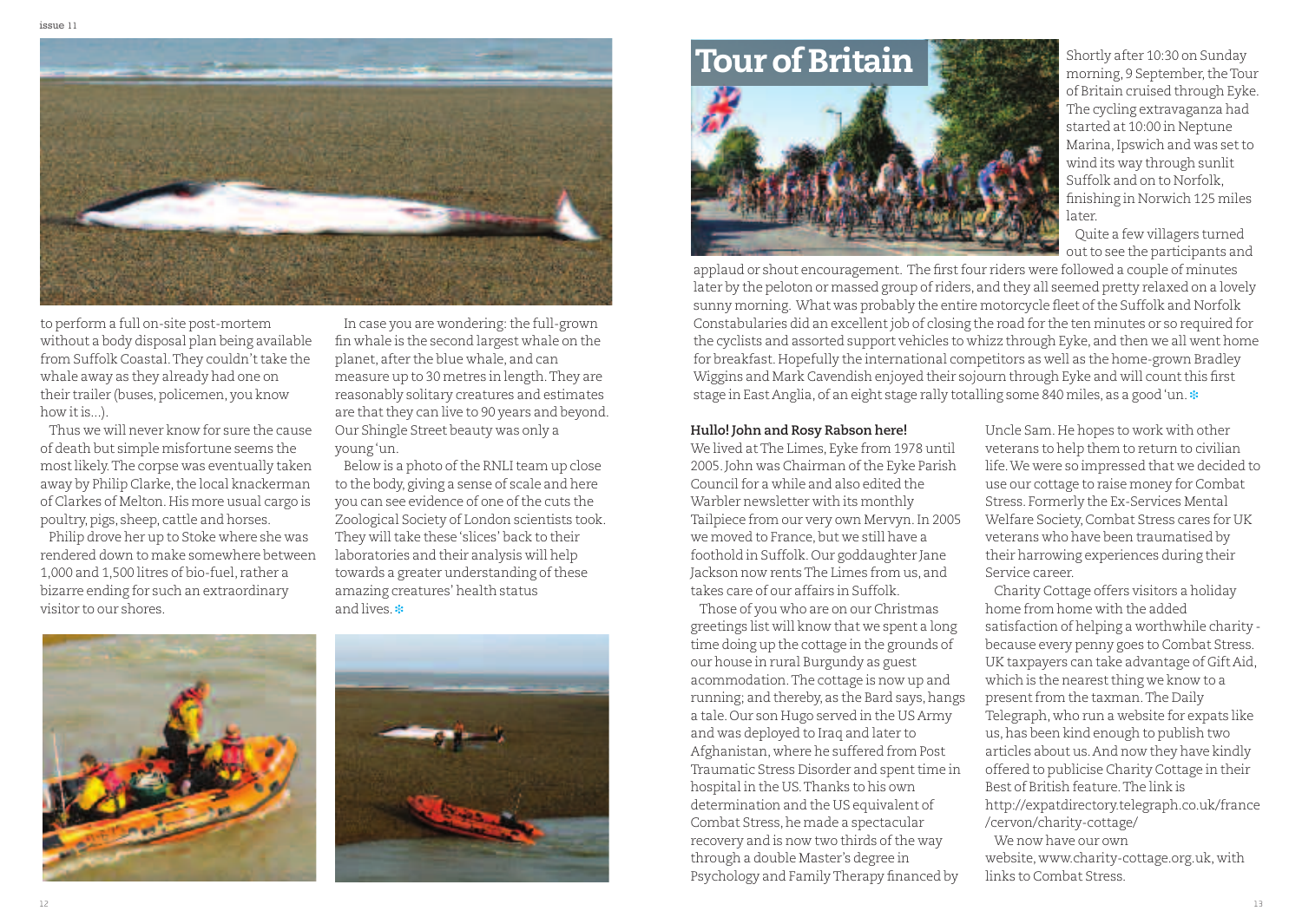to perform a full on-site post-mortem without a body disposal plan being available from Suffolk Coastal. They couldn't take the whale away as they already had one on their trailer (buses, policemen, you know how it is...).

Thus we will never know for sure the cause of death but simple misfortune seems the most likely. The corpse was eventually taken away by Philip Clarke, the local knackerman of Clarkes of Melton. His more usual cargo is poultry, pigs, sheep, cattle and horses.

Philip drove her up to Stoke where she was rendered down to make somewhere between 1,000 and 1,500 litres of bio-fuel, rather a bizarre ending for such an extraordinary visitor to our shores.

In case you are wondering: the full-grown fin whale is the second largest whale on the planet, after the blue whale, and can measure up to 30 metres in length. They are reasonably solitary creatures and estimates are that they can live to 90 years and beyond. Our Shingle Street beauty was only a young 'un.

Below is a photo of the RNLI team up close to the body, giving a sense of scale and here you can see evidence of one of the cuts the Zoological Society of London scientists took. They will take these 'slices' back to their laboratories and their analysis will help towards a greater understanding of these amazing creatures' health status and lives.

# Tour of Britain

Shortly after 10:30 on Sunday morning, 9 September, the Tour of Britain cruised through Eyke. The cycling extravaganza had started at 10:00 in Neptune Marina, Ipswich and was set to wind its way through sunlit Suffolk and on to Norfolk, finishing in Norwich 125 miles later.

Quite a few villagers turned out to see the participants and applaud or shout encouragement. The first four riders were followed a couple of minutes later by the peloton or massed group of riders, and they all seemed pretty relaxed on a lovely sunny morning. What was probably the entire motorcycle fleet of the Suffolk and Norfolk Constabularies did an excellent job of closing the road for the ten minutes or so required for the cyclists and assorted support vehicles to whizz through Eyke, and then we all went home for breakfast. Hopefully the international competitors as well as the home-grown Bradley Wiggins and Mark Cavendish enjoyed their sojourn through Eyke and will count this first stage in East Anglia, of an eight stage rally totalling some 840 miles, as a good 'un.

**Hullo! John and Rosy Rabson here!**

We lived at The Limes, Eyke from 1978 until 2005. John was Chairman of the Eyke Parish Council for a while and also edited the Warbler newsletter with its monthly Tailpiece from our very own Mervyn. In 2005 we moved to France, but we still have a foothold in Suffolk. Our goddaughter Jane Jackson now rents The Limes from us, and takes care of our affairs in Suffolk.

Those of you who are on our Christmas greetings list will know that we spent a long time doing up the cottage in the grounds of our house in rural Burgundy as guest acommodation. The cottage is now up and running; and thereby, as the Bard says, hangs a tale. Our son Hugo served in the US Army and was deployed to Iraq and later to Afghanistan, where he suffered from Post Traumatic Stress Disorder and spent time in hospital in the US. Thanks to his own determination and the US equivalent of Combat Stress, he made a spectacular recovery and is now two thirds of the way through a double Master's degree in Psychology and Family Therapy financed by Uncle Sam. He hopes to work with other veterans to help them to return to civilian life. We were so impressed that we decided to use our cottage to raise money for Combat Stress. Formerly the Ex-Services Mental Welfare Society, Combat Stress cares for UK veterans who have been traumatised by their harrowing experiences during their Service career.

Charity Cottage offers visitors a holiday home from home with the added satisfaction of helping a worthwhile charity - because every penny goes to Combat Stress. UK taxpayers can take advantage of Gift Aid, which is the nearest thing we know to a present from the taxman. The Daily Telegraph, who run a website for expats like us, has been kind enough to publish two articles about us. And now they have kindly offered to publicise Charity Cottage in their Best of British feature. The link is http://expatdirectory.telegraph.co.uk/france/cervon/charity-cottage/

We now have our own website, www.charity-cottage.org.uk, with links to Combat Stress.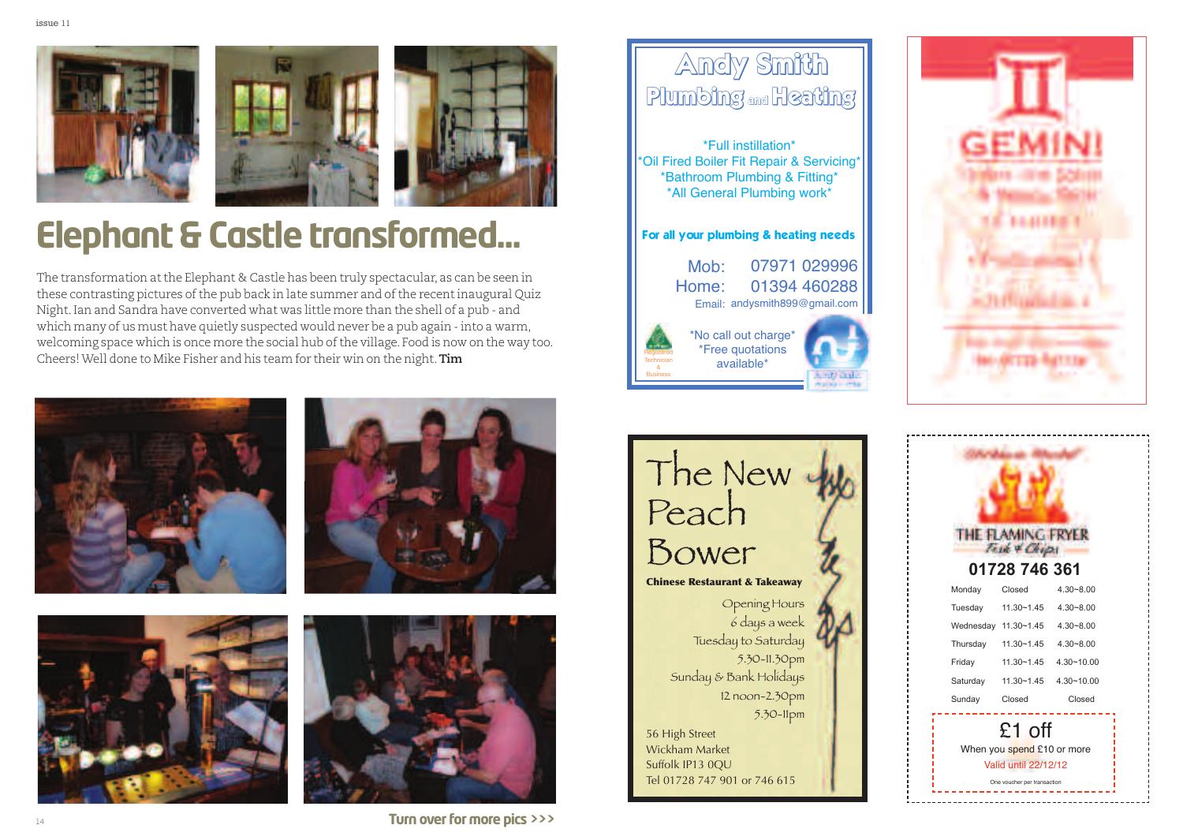# Elephant & Castle transformed...

The transformation at the Elephant & Castle has been truly spectacular, as can be seen in these contrasting pictures of the pub back in late summer and of the recent inaugural Quiz Night. Ian and Sandra have converted what was little more than the shell of a pub - and which many of us must have quietly suspected would never be a pub again - into a warm, welcoming space which is once more the social hub of the village. Food is now on the way too. Cheers! Well done to Mike Fisher and his team for their win on the night. **Tim**

**Turn over for more pics >>>**

## Andy Smith Plumbing and Heating

*Full instillation*
*Oil Fired Boiler Fit Repair & Servicing*
*Bathroom Plumbing & Fitting*
*All General Plumbing work*

**For all your plumbing & heating needs**

Mob: 07971 029996
Home: 01394 460288
Email: andysmith899@gmail.com

Registered Technician & Business

*No call out charge*
*Free quotations available*

## GEMINI

## The New Peach Bower

**Chinese Restaurant & Takeaway**

Opening Hours
6 days a week
Tuesday to Saturday
5.30-11.30pm
Sunday & Bank Holidays
12 noon-2.30pm
5.30-11pm

56 High Street
Wickham Market
Suffolk IP13 0QU
Tel 01728 747 901 or 746 615

## THE FLAMING FRYER

Fish & Chips

**01728 746 361**

| Monday | Closed | 4.30~8.00 |
|---|---|---|
| Tuesday | 11.30~1.45 | 4.30~8.00 |
| Wednesday | 11.30~1.45 | 4.30~8.00 |
| Thursday | 11.30~1.45 | 4.30~8.00 |
| Friday | 11.30~1.45 | 4.30~10.00 |
| Saturday | 11.30~1.45 | 4.30~10.00 |
| Sunday | Closed | Closed |

£1 off
When you spend £10 or more
Valid until 22/12/12
One voucher per transaction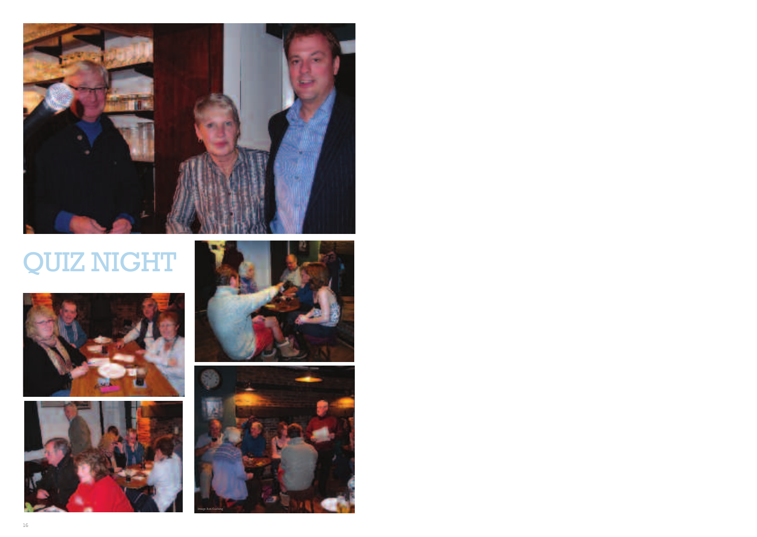# QUIZ NIGHT

Image Ron Cushing